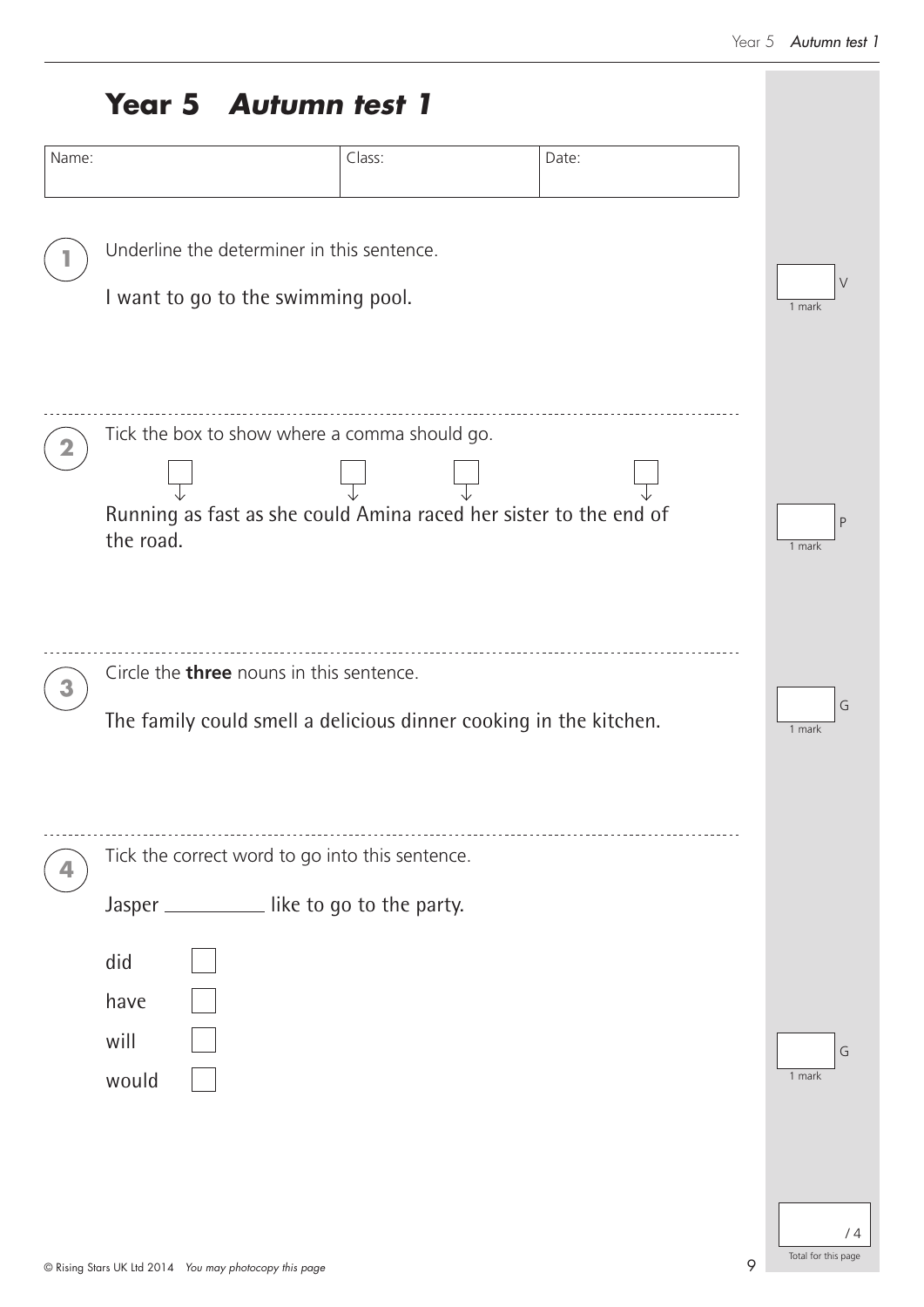# Year 5 *Autumn test 1*

| Name: | Class: | Date: |
|---|---|---|
| | | |

**1** Underline the determiner in this sentence.

I want to go to the swimming pool.

1 mark V

---

**2** Tick the box to show where a comma should go.

Running ☐ as fast as she ☐ could ☐ Amina raced her sister to the ☐ end of the road.

1 mark P

---

**3** Circle the **three** nouns in this sentence.

The family could smell a delicious dinner cooking in the kitchen.

1 mark G

---

**4** Tick the correct word to go into this sentence.

Jasper __________ like to go to the party.

did ☐

have ☐

will ☐

would ☐

1 mark G

/ 4

Total for this page

© Rising Stars UK Ltd 2014 *You may photocopy this page*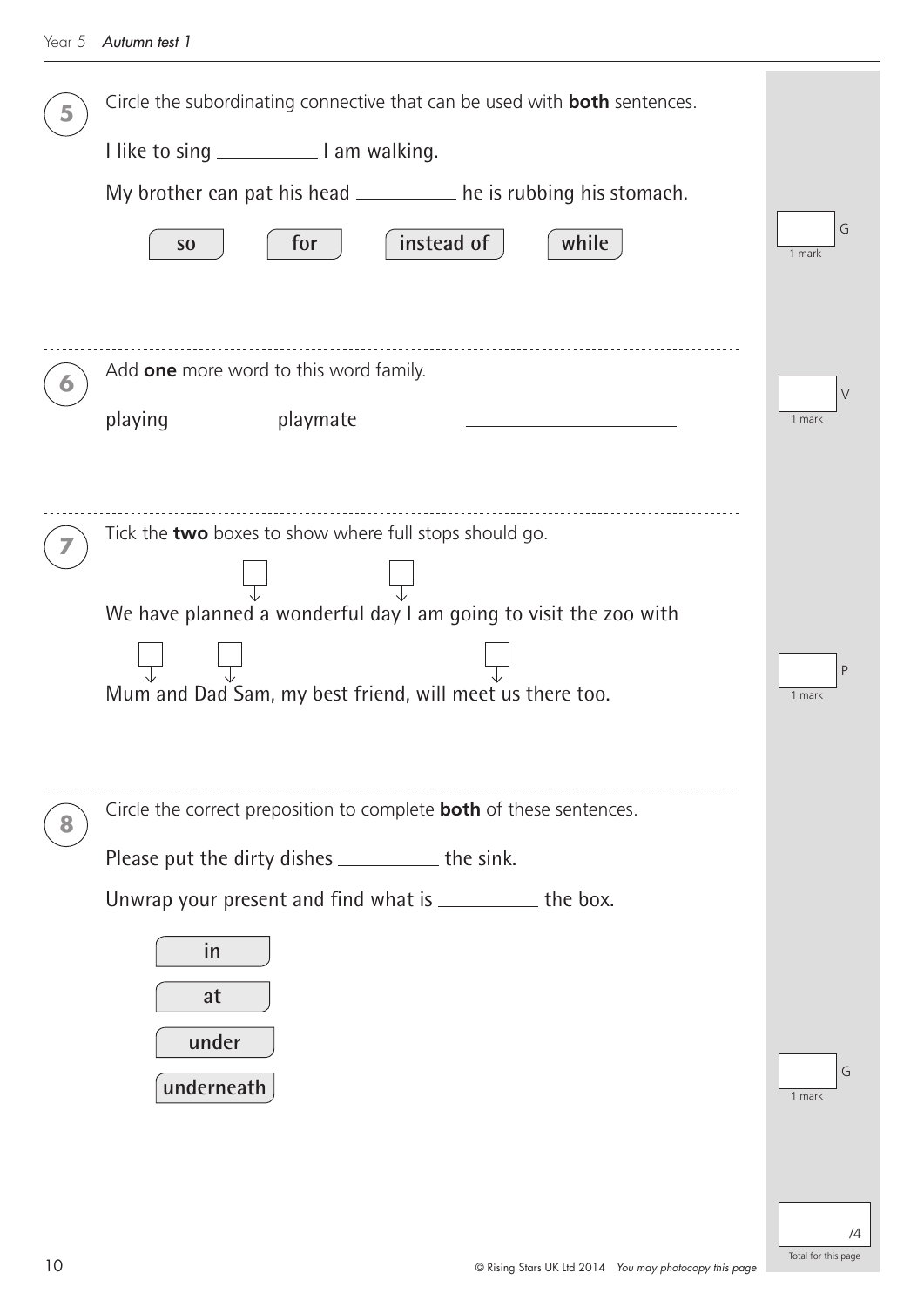**5** Circle the subordinating connective that can be used with **both** sentences.

I like to sing __________ I am walking.

My brother can pat his head __________ he is rubbing his stomach.

so for instead of while

1 mark G

---

**6** Add **one** more word to this word family.

playing playmate ____________________

1 mark V

---

**7** Tick the **two** boxes to show where full stops should go.

We have planned ☐ a wonderful day ☐ I am going to visit the zoo with

Mum ☐ and Dad ☐ Sam, my best friend, will meet ☐ us there too.

1 mark P

---

**8** Circle the correct preposition to complete **both** of these sentences.

Please put the dirty dishes __________ the sink.

Unwrap your present and find what is __________ the box.

in

at

under

underneath

1 mark G

/4
Total for this page

© Rising Stars UK Ltd 2014 *You may photocopy this page*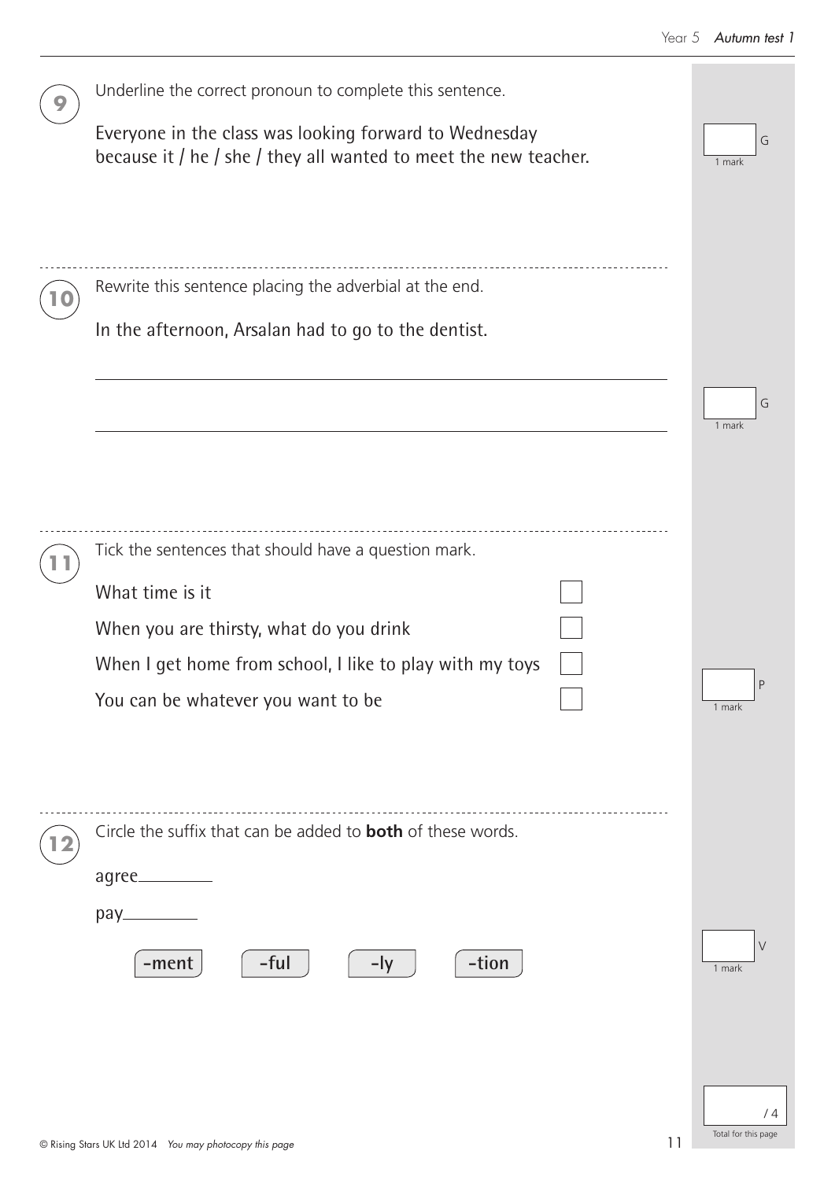**9** Underline the correct pronoun to complete this sentence.

Everyone in the class was looking forward to Wednesday because it / he / she / they all wanted to meet the new teacher.

1 mark G

---

**10** Rewrite this sentence placing the adverbial at the end.

In the afternoon, Arsalan had to go to the dentist.

_______________________________________________

_______________________________________________

1 mark G

---

**11** Tick the sentences that should have a question mark.

| | |
|---|---|
| What time is it | ☐ |
| When you are thirsty, what do you drink | ☐ |
| When I get home from school, I like to play with my toys | ☐ |
| You can be whatever you want to be | ☐ |

1 mark P

---

**12** Circle the suffix that can be added to **both** of these words.

agree________

pay________

-ment  -ful  -ly  -tion

1 mark V

/ 4 Total for this page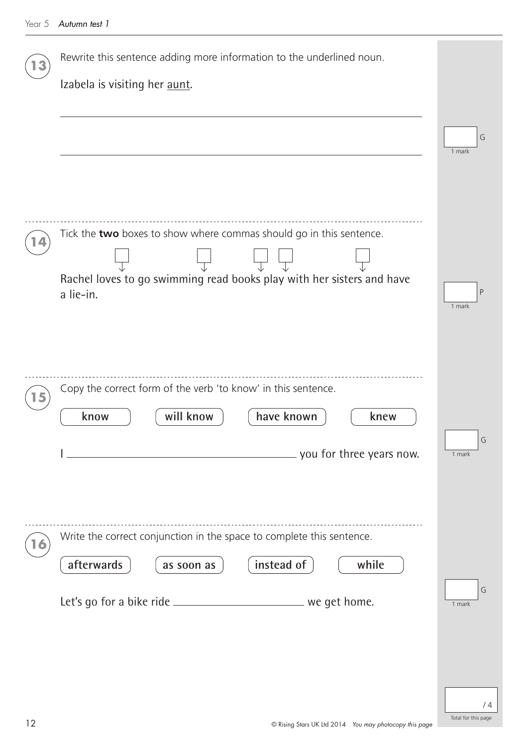**13** Rewrite this sentence adding more information to the underlined noun.

Izabela is visiting her <u>aunt</u>.

\_\_\_\_\_\_\_\_\_\_\_\_\_\_\_\_\_\_\_\_\_\_\_\_\_\_\_\_\_\_\_\_\_\_\_\_\_\_\_\_\_\_\_\_\_\_\_\_

\_\_\_\_\_\_\_\_\_\_\_\_\_\_\_\_\_\_\_\_\_\_\_\_\_\_\_\_\_\_\_\_\_\_\_\_\_\_\_\_\_\_\_\_\_\_\_\_

G — 1 mark

---

**14** Tick the **two** boxes to show where commas should go in this sentence.

Rachel loves to go ☐ swimming ☐ read books ☐ play ☐ with her sisters ☐ and have a lie-in.

P — 1 mark

---

**15** Copy the correct form of the verb 'to know' in this sentence.

know | will know | have known | knew

I \_\_\_\_\_\_\_\_\_\_\_\_\_\_\_\_\_\_\_\_ you for three years now.

G — 1 mark

---

**16** Write the correct conjunction in the space to complete this sentence.

afterwards | as soon as | instead of | while

Let's go for a bike ride \_\_\_\_\_\_\_\_\_\_\_\_ we get home.

G — 1 mark

Total for this page / 4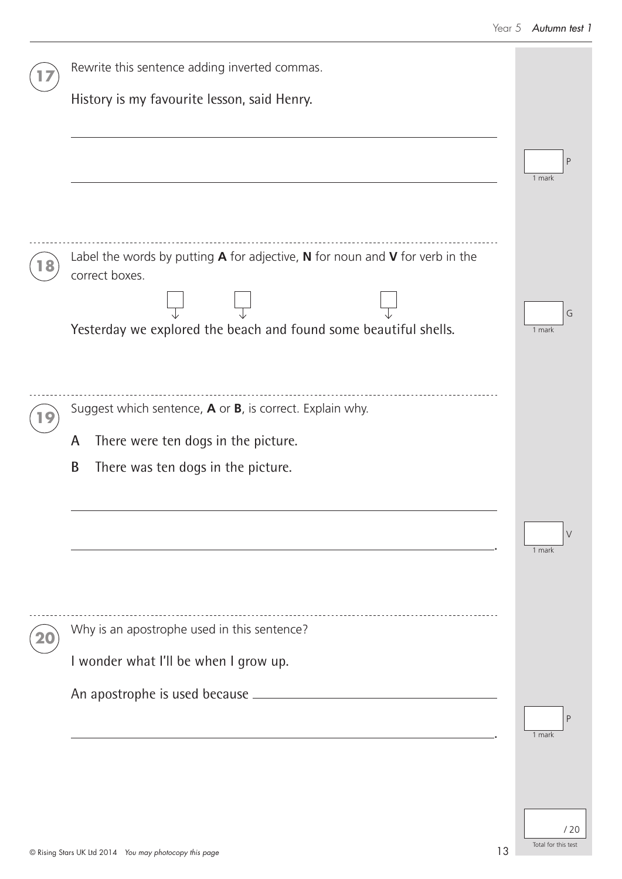**17** Rewrite this sentence adding inverted commas.

History is my favourite lesson, said Henry.

\_\_\_\_\_\_\_\_\_\_\_\_\_\_\_\_\_\_\_\_\_\_\_\_\_\_\_\_\_\_\_\_\_\_\_\_\_\_\_\_\_\_\_\_\_\_\_\_

\_\_\_\_\_\_\_\_\_\_\_\_\_\_\_\_\_\_\_\_\_\_\_\_\_\_\_\_\_\_\_\_\_\_\_\_\_\_\_\_\_\_\_\_\_\_\_\_

1 mark P

---

**18** Label the words by putting **A** for adjective, **N** for noun and **V** for verb in the correct boxes.

Yesterday we explored the beach and found some beautiful shells.

(Boxes above: "explored", "beach", "beautiful")

1 mark G

---

**19** Suggest which sentence, **A** or **B**, is correct. Explain why.

A There were ten dogs in the picture.

B There was ten dogs in the picture.

\_\_\_\_\_\_\_\_\_\_\_\_\_\_\_\_\_\_\_\_\_\_\_\_\_\_\_\_\_\_\_\_\_\_\_\_\_\_\_\_\_\_\_\_\_\_\_\_

\_\_\_\_\_\_\_\_\_\_\_\_\_\_\_\_\_\_\_\_\_\_\_\_\_\_\_\_\_\_\_\_\_\_\_\_\_\_\_\_\_\_\_\_\_\_\_\_.

1 mark V

---

**20** Why is an apostrophe used in this sentence?

I wonder what I'll be when I grow up.

An apostrophe is used because \_\_\_\_\_\_\_\_\_\_\_\_\_\_\_\_\_\_\_\_\_\_\_\_\_\_\_\_\_\_\_\_

\_\_\_\_\_\_\_\_\_\_\_\_\_\_\_\_\_\_\_\_\_\_\_\_\_\_\_\_\_\_\_\_\_\_\_\_\_\_\_\_\_\_\_\_\_\_\_\_.

1 mark P

/ 20 Total for this test

© Rising Stars UK Ltd 2014 *You may photocopy this page*